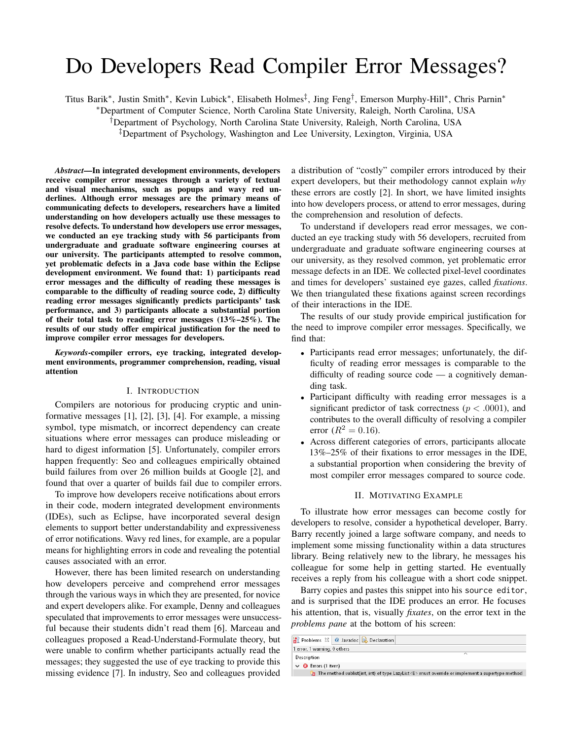# Do Developers Read Compiler Error Messages?

Titus Barik*, Justin Smith*, Kevin Lubick*, Elisabeth Holmes‡, Jing Feng†, Emerson Murphy-Hill*, Chris Parnin*

*Department of Computer Science, North Carolina State University, Raleigh, North Carolina, USA

†Department of Psychology, North Carolina State University, Raleigh, North Carolina, USA

‡Department of Psychology, Washington and Lee University, Lexington, Virginia, USA

***Abstract*—In integrated development environments, developers receive compiler error messages through a variety of textual and visual mechanisms, such as popups and wavy red underlines. Although error messages are the primary means of communicating defects to developers, researchers have a limited understanding on how developers actually use these messages to resolve defects. To understand how developers use error messages, we conducted an eye tracking study with 56 participants from undergraduate and graduate software engineering courses at our university. The participants attempted to resolve common, yet problematic defects in a Java code base within the Eclipse development environment. We found that: 1) participants read error messages and the difficulty of reading these messages is comparable to the difficulty of reading source code, 2) difficulty reading error messages significantly predicts participants' task performance, and 3) participants allocate a substantial portion of their total task to reading error messages (13%–25%). The results of our study offer empirical justification for the need to improve compiler error messages for developers.**

***Keywords*-compiler errors, eye tracking, integrated development environments, programmer comprehension, reading, visual attention**

## I. Introduction

Compilers are notorious for producing cryptic and uninformative messages [1], [2], [3], [4]. For example, a missing symbol, type mismatch, or incorrect dependency can create situations where error messages can produce misleading or hard to digest information [5]. Unfortunately, compiler errors happen frequently: Seo and colleagues empirically obtained build failures from over 26 million builds at Google [2], and found that over a quarter of builds fail due to compiler errors.

To improve how developers receive notifications about errors in their code, modern integrated development environments (IDEs), such as Eclipse, have incorporated several design elements to support better understandability and expressiveness of error notifications. Wavy red lines, for example, are a popular means for highlighting errors in code and revealing the potential causes associated with an error.

However, there has been limited research on understanding how developers perceive and comprehend error messages through the various ways in which they are presented, for novice and expert developers alike. For example, Denny and colleagues speculated that improvements to error messages were unsuccessful because their students didn't read them [6]. Marceau and colleagues proposed a Read-Understand-Formulate theory, but were unable to confirm whether participants actually read the messages; they suggested the use of eye tracking to provide this missing evidence [7]. In industry, Seo and colleagues provided a distribution of "costly" compiler errors introduced by their expert developers, but their methodology cannot explain *why* these errors are costly [2]. In short, we have limited insights into how developers process, or attend to error messages, during the comprehension and resolution of defects.

To understand if developers read error messages, we conducted an eye tracking study with 56 developers, recruited from undergraduate and graduate software engineering courses at our university, as they resolved common, yet problematic error message defects in an IDE. We collected pixel-level coordinates and times for developers' sustained eye gazes, called *fixations*. We then triangulated these fixations against screen recordings of their interactions in the IDE.

The results of our study provide empirical justification for the need to improve compiler error messages. Specifically, we find that:

- Participants read error messages; unfortunately, the difficulty of reading error messages is comparable to the difficulty of reading source code — a cognitively demanding task.
- Participant difficulty with reading error messages is a significant predictor of task correctness ($p < .0001$), and contributes to the overall difficulty of resolving a compiler error ($R^2 = 0.16$).
- Across different categories of errors, participants allocate 13%–25% of their fixations to error messages in the IDE, a substantial proportion when considering the brevity of most compiler error messages compared to source code.

## II. Motivating Example

To illustrate how error messages can become costly for developers to resolve, consider a hypothetical developer, Barry. Barry recently joined a large software company, and needs to implement some missing functionality within a data structures library. Being relatively new to the library, he messages his colleague for some help in getting started. He eventually receives a reply from his colleague with a short code snippet.

Barry copies and pastes this snippet into his `source editor`, and is surprised that the IDE produces an error. He focuses his attention, that is, visually *fixates*, on the error text in the *problems pane* at the bottom of his screen:

```
Problems | Javadoc | Declaration
1 error, 1 warning, 0 others
Description
Errors (1 item)
    The method sublist(int, int) of type LazyList<E> must override or implement a supertype method
```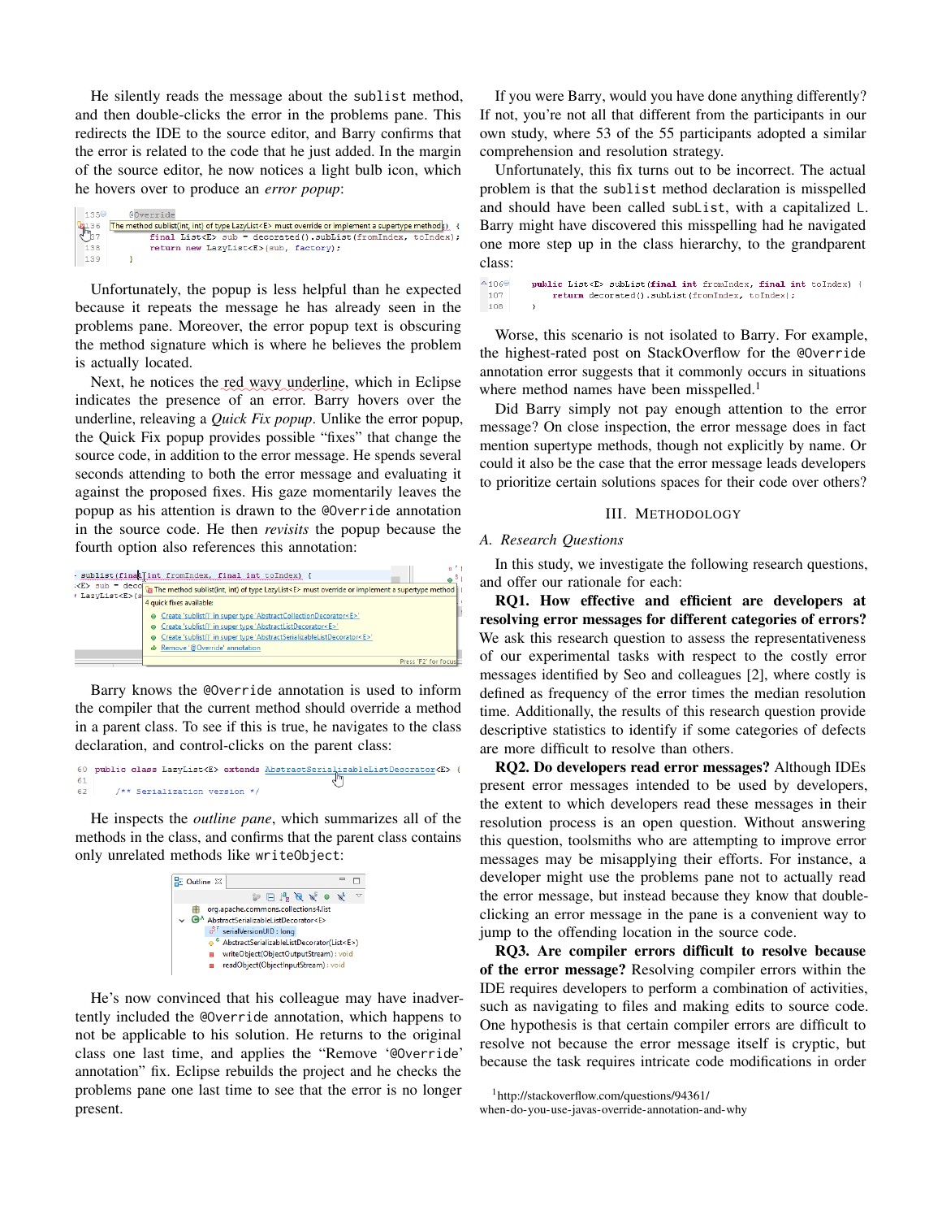He silently reads the message about the sublist method, and then double-clicks the error in the problems pane. This redirects the IDE to the source editor, and Barry confirms that the error is related to the code that he just added. In the margin of the source editor, he now notices a light bulb icon, which he hovers over to produce an *error popup*:

```
135⊖    @Override
136  The method sublist(int, int) of type LazyList<E> must override or implement a supertype method) {
137         final List<E> sub = decorated().subList(fromIndex, toIndex);
138         return new LazyList<E>(sub, factory);
139     }
```

Unfortunately, the popup is less helpful than he expected because it repeats the message he has already seen in the problems pane. Moreover, the error popup text is obscuring the method signature which is where he believes the problem is actually located.

Next, he notices the red wavy underline, which in Eclipse indicates the presence of an error. Barry hovers over the underline, releaving a *Quick Fix popup*. Unlike the error popup, the Quick Fix popup provides possible "fixes" that change the source code, in addition to the error message. He spends several seconds attending to both the error message and evaluating it against the proposed fixes. His gaze momentarily leaves the popup as his attention is drawn to the @Override annotation in the source code. He then *revisits* the popup because the fourth option also references this annotation:

```
sublist(final int fromIndex, final int toIndex) {
  The method sublist(int, int) of type LazyList<E> must override or implement a supertype method
  4 quick fixes available:
    Create 'sublist()' in super type 'AbstractCollectionDecorator<E>'
    Create 'sublist()' in super type 'AbstractListDecorator<E>'
    Create 'sublist()' in super type 'AbstractSerializableListDecorator<E>'
    Remove '@Override' annotation
                                                        Press 'F2' for focus
```

Barry knows the @Override annotation is used to inform the compiler that the current method should override a method in a parent class. To see if this is true, he navigates to the class declaration, and control-clicks on the parent class:

```
60  public class LazyList<E> extends AbstractSerializableListDecorator<E> {
61
62      /** Serialization version */
```

He inspects the *outline pane*, which summarizes all of the methods in the class, and confirms that the parent class contains only unrelated methods like writeObject:

```
Outline
  org.apache.commons.collections4.list
  AbstractSerializableListDecorator<E>
    serialVersionUID : long
    AbstractSerializableListDecorator(List<E>)
    writeObject(ObjectOutputStream) : void
    readObject(ObjectInputStream) : void
```

He's now convinced that his colleague may have inadvertently included the @Override annotation, which happens to not be applicable to his solution. He returns to the original class one last time, and applies the "Remove '@Override' annotation" fix. Eclipse rebuilds the project and he checks the problems pane one last time to see that the error is no longer present.

If you were Barry, would you have done anything differently? If not, you're not all that different from the participants in our own study, where 53 of the 55 participants adopted a similar comprehension and resolution strategy.

Unfortunately, this fix turns out to be incorrect. The actual problem is that the sublist method declaration is misspelled and should have been called subList, with a capitalized L. Barry might have discovered this misspelling had he navigated one more step up in the class hierarchy, to the grandparent class:

```
106⊖    public List<E> subList(final int fromIndex, final int toIndex) {
107         return decorated().subList(fromIndex, toIndex);
108     }
```

Worse, this scenario is not isolated to Barry. For example, the highest-rated post on StackOverflow for the @Override annotation error suggests that it commonly occurs in situations where method names have been misspelled.[1]

Did Barry simply not pay enough attention to the error message? On close inspection, the error message does in fact mention supertype methods, though not explicitly by name. Or could it also be the case that the error message leads developers to prioritize certain solutions spaces for their code over others?

## III. Methodology

### A. Research Questions

In this study, we investigate the following research questions, and offer our rationale for each:

**RQ1. How effective and efficient are developers at resolving error messages for different categories of errors?** We ask this research question to assess the representativeness of our experimental tasks with respect to the costly error messages identified by Seo and colleagues [2], where costly is defined as frequency of the error times the median resolution time. Additionally, the results of this research question provide descriptive statistics to identify if some categories of defects are more difficult to resolve than others.

**RQ2. Do developers read error messages?** Although IDEs present error messages intended to be used by developers, the extent to which developers read these messages in their resolution process is an open question. Without answering this question, toolsmiths who are attempting to improve error messages may be misapplying their efforts. For instance, a developer might use the problems pane not to actually read the error message, but instead because they know that double-clicking an error message in the pane is a convenient way to jump to the offending location in the source code.

**RQ3. Are compiler errors difficult to resolve because of the error message?** Resolving compiler errors within the IDE requires developers to perform a combination of activities, such as navigating to files and making edits to source code. One hypothesis is that certain compiler errors are difficult to resolve not because the error message itself is cryptic, but because the task requires intricate code modifications in order

[1] http://stackoverflow.com/questions/94361/when-do-you-use-javas-override-annotation-and-why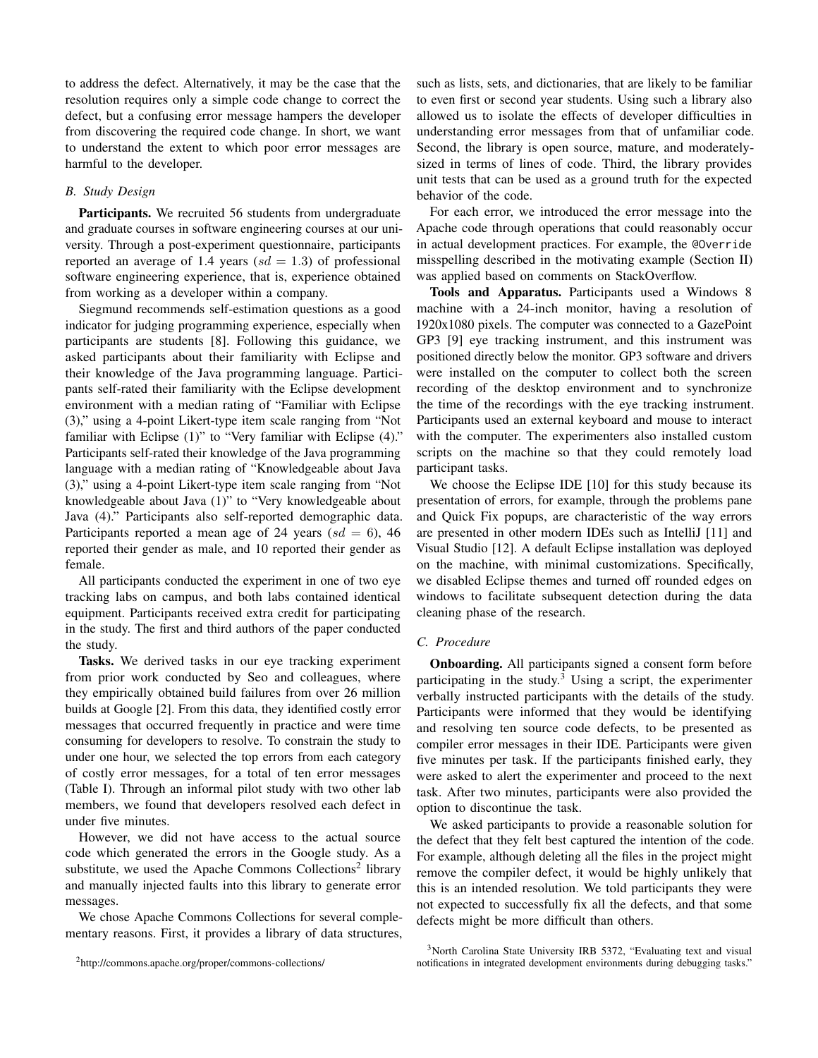to address the defect. Alternatively, it may be the case that the resolution requires only a simple code change to correct the defect, but a confusing error message hampers the developer from discovering the required code change. In short, we want to understand the extent to which poor error messages are harmful to the developer.

### B. Study Design

**Participants.** We recruited 56 students from undergraduate and graduate courses in software engineering courses at our university. Through a post-experiment questionnaire, participants reported an average of 1.4 years ($sd = 1.3$) of professional software engineering experience, that is, experience obtained from working as a developer within a company.

Siegmund recommends self-estimation questions as a good indicator for judging programming experience, especially when participants are students [8]. Following this guidance, we asked participants about their familiarity with Eclipse and their knowledge of the Java programming language. Participants self-rated their familiarity with the Eclipse development environment with a median rating of "Familiar with Eclipse (3)," using a 4-point Likert-type item scale ranging from "Not familiar with Eclipse (1)" to "Very familiar with Eclipse (4)." Participants self-rated their knowledge of the Java programming language with a median rating of "Knowledgeable about Java (3)," using a 4-point Likert-type item scale ranging from "Not knowledgeable about Java (1)" to "Very knowledgeable about Java (4)." Participants also self-reported demographic data. Participants reported a mean age of 24 years ($sd = 6$), 46 reported their gender as male, and 10 reported their gender as female.

All participants conducted the experiment in one of two eye tracking labs on campus, and both labs contained identical equipment. Participants received extra credit for participating in the study. The first and third authors of the paper conducted the study.

**Tasks.** We derived tasks in our eye tracking experiment from prior work conducted by Seo and colleagues, where they empirically obtained build failures from over 26 million builds at Google [2]. From this data, they identified costly error messages that occurred frequently in practice and were time consuming for developers to resolve. To constrain the study to under one hour, we selected the top errors from each category of costly error messages, for a total of ten error messages (Table I). Through an informal pilot study with two other lab members, we found that developers resolved each defect in under five minutes.

However, we did not have access to the actual source code which generated the errors in the Google study. As a substitute, we used the Apache Commons Collections[2] library and manually injected faults into this library to generate error messages.

We chose Apache Commons Collections for several complementary reasons. First, it provides a library of data structures, such as lists, sets, and dictionaries, that are likely to be familiar to even first or second year students. Using such a library also allowed us to isolate the effects of developer difficulties in understanding error messages from that of unfamiliar code. Second, the library is open source, mature, and moderately-sized in terms of lines of code. Third, the library provides unit tests that can be used as a ground truth for the expected behavior of the code.

For each error, we introduced the error message into the Apache code through operations that could reasonably occur in actual development practices. For example, the `@Override` misspelling described in the motivating example (Section II) was applied based on comments on StackOverflow.

**Tools and Apparatus.** Participants used a Windows 8 machine with a 24-inch monitor, having a resolution of 1920x1080 pixels. The computer was connected to a GazePoint GP3 [9] eye tracking instrument, and this instrument was positioned directly below the monitor. GP3 software and drivers were installed on the computer to collect both the screen recording of the desktop environment and to synchronize the time of the recordings with the eye tracking instrument. Participants used an external keyboard and mouse to interact with the computer. The experimenters also installed custom scripts on the machine so that they could remotely load participant tasks.

We choose the Eclipse IDE [10] for this study because its presentation of errors, for example, through the problems pane and Quick Fix popups, are characteristic of the way errors are presented in other modern IDEs such as IntelliJ [11] and Visual Studio [12]. A default Eclipse installation was deployed on the machine, with minimal customizations. Specifically, we disabled Eclipse themes and turned off rounded edges on windows to facilitate subsequent detection during the data cleaning phase of the research.

### C. Procedure

**Onboarding.** All participants signed a consent form before participating in the study.[3] Using a script, the experimenter verbally instructed participants with the details of the study. Participants were informed that they would be identifying and resolving ten source code defects, to be presented as compiler error messages in their IDE. Participants were given five minutes per task. If the participants finished early, they were asked to alert the experimenter and proceed to the next task. After two minutes, participants were also provided the option to discontinue the task.

We asked participants to provide a reasonable solution for the defect that they felt best captured the intention of the code. For example, although deleting all the files in the project might remove the compiler defect, it would be highly unlikely that this is an intended resolution. We told participants they were not expected to successfully fix all the defects, and that some defects might be more difficult than others.

[2] http://commons.apache.org/proper/commons-collections/

[3] North Carolina State University IRB 5372, "Evaluating text and visual notifications in integrated development environments during debugging tasks."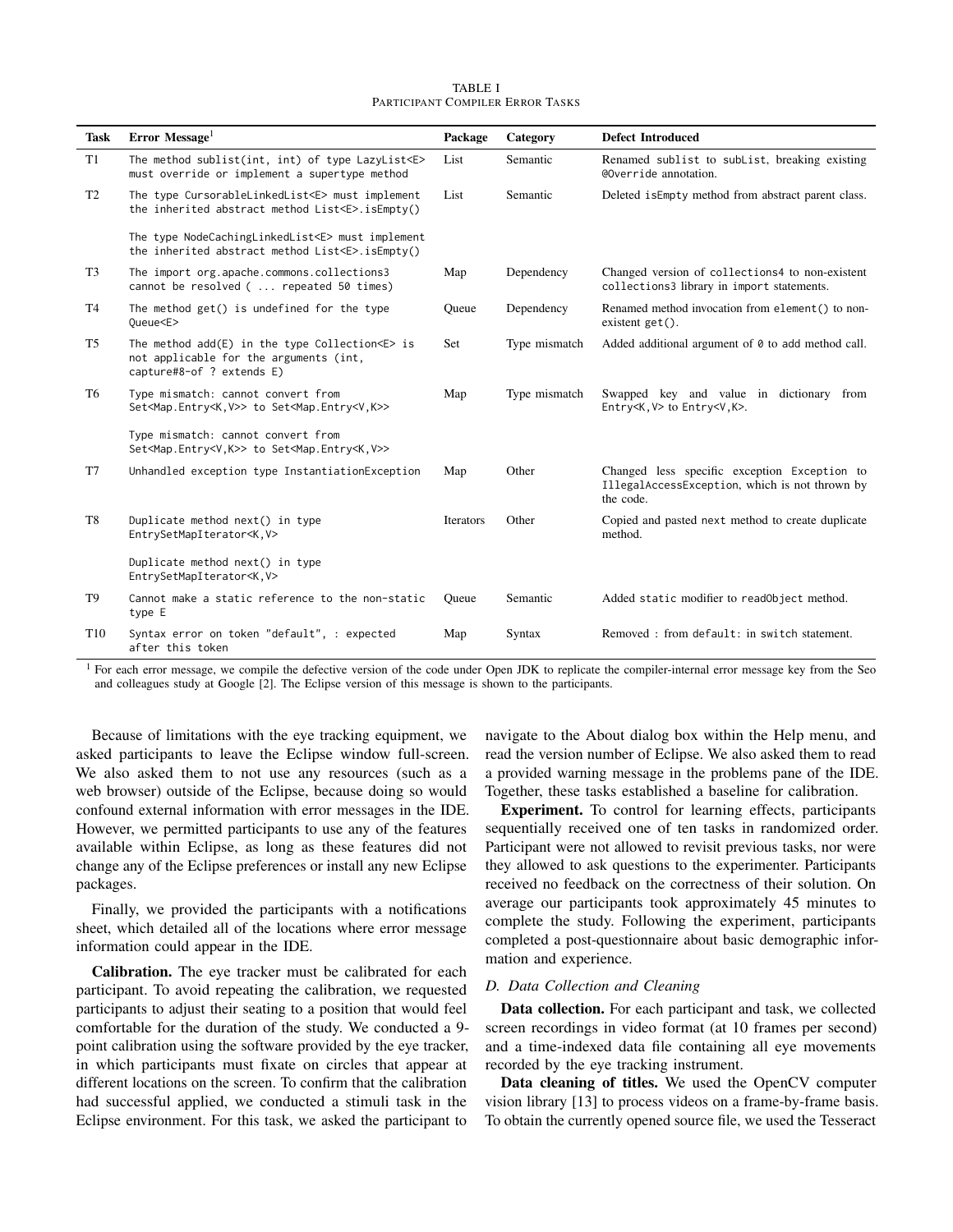TABLE I
PARTICIPANT COMPILER ERROR TASKS

| Task | Error Message[1] | Package | Category | Defect Introduced |
|---|---|---|---|---|
| T1 | `The method sublist(int, int) of type LazyList<E> must override or implement a supertype method` | List | Semantic | Renamed `sublist` to `subList`, breaking existing `@Override` annotation. |
| T2 | `The type CursorableLinkedList<E> must implement the inherited abstract method List<E>.isEmpty()` <br><br> `The type NodeCachingLinkedList<E> must implement the inherited abstract method List<E>.isEmpty()` | List | Semantic | Deleted `isEmpty` method from abstract parent class. |
| T3 | `The import org.apache.commons.collections3 cannot be resolved ( ... repeated 50 times)` | Map | Dependency | Changed version of `collections4` to non-existent `collections3` library in `import` statements. |
| T4 | `The method get() is undefined for the type Queue<E>` | Queue | Dependency | Renamed method invocation from `element()` to non-existent `get()`. |
| T5 | `The method add(E) in the type Collection<E> is not applicable for the arguments (int, capture#8-of ? extends E)` | Set | Type mismatch | Added additional argument of `0` to `add` method call. |
| T6 | `Type mismatch: cannot convert from Set<Map.Entry<K,V>> to Set<Map.Entry<V,K>>` <br><br> `Type mismatch: cannot convert from Set<Map.Entry<V,K>> to Set<Map.Entry<K,V>>` | Map | Type mismatch | Swapped key and value in dictionary from `Entry<K,V>` to `Entry<V,K>`. |
| T7 | `Unhandled exception type InstantiationException` | Map | Other | Changed less specific exception `Exception` to `IllegalAccessException`, which is not thrown by the code. |
| T8 | `Duplicate method next() in type EntrySetMapIterator<K,V>` <br><br> `Duplicate method next() in type EntrySetMapIterator<K,V>` | Iterators | Other | Copied and pasted `next` method to create duplicate method. |
| T9 | `Cannot make a static reference to the non-static type E` | Queue | Semantic | Added `static` modifier to `readObject` method. |
| T10 | `Syntax error on token "default", : expected after this token` | Map | Syntax | Removed `:` from `default:` in `switch` statement. |

[1] For each error message, we compile the defective version of the code under Open JDK to replicate the compiler-internal error message key from the Seo and colleagues study at Google [2]. The Eclipse version of this message is shown to the participants.

Because of limitations with the eye tracking equipment, we asked participants to leave the Eclipse window full-screen. We also asked them to not use any resources (such as a web browser) outside of the Eclipse, because doing so would confound external information with error messages in the IDE. However, we permitted participants to use any of the features available within Eclipse, as long as these features did not change any of the Eclipse preferences or install any new Eclipse packages.

Finally, we provided the participants with a notifications sheet, which detailed all of the locations where error message information could appear in the IDE.

**Calibration.** The eye tracker must be calibrated for each participant. To avoid repeating the calibration, we requested participants to adjust their seating to a position that would feel comfortable for the duration of the study. We conducted a 9-point calibration using the software provided by the eye tracker, in which participants must fixate on circles that appear at different locations on the screen. To confirm that the calibration had successful applied, we conducted a stimuli task in the Eclipse environment. For this task, we asked the participant to navigate to the About dialog box within the Help menu, and read the version number of Eclipse. We also asked them to read a provided warning message in the problems pane of the IDE. Together, these tasks established a baseline for calibration.

**Experiment.** To control for learning effects, participants sequentially received one of ten tasks in randomized order. Participant were not allowed to revisit previous tasks, nor were they allowed to ask questions to the experimenter. Participants received no feedback on the correctness of their solution. On average our participants took approximately 45 minutes to complete the study. Following the experiment, participants completed a post-questionnaire about basic demographic information and experience.

### D. Data Collection and Cleaning

**Data collection.** For each participant and task, we collected screen recordings in video format (at 10 frames per second) and a time-indexed data file containing all eye movements recorded by the eye tracking instrument.

**Data cleaning of titles.** We used the OpenCV computer vision library [13] to process videos on a frame-by-frame basis. To obtain the currently opened source file, we used the Tesseract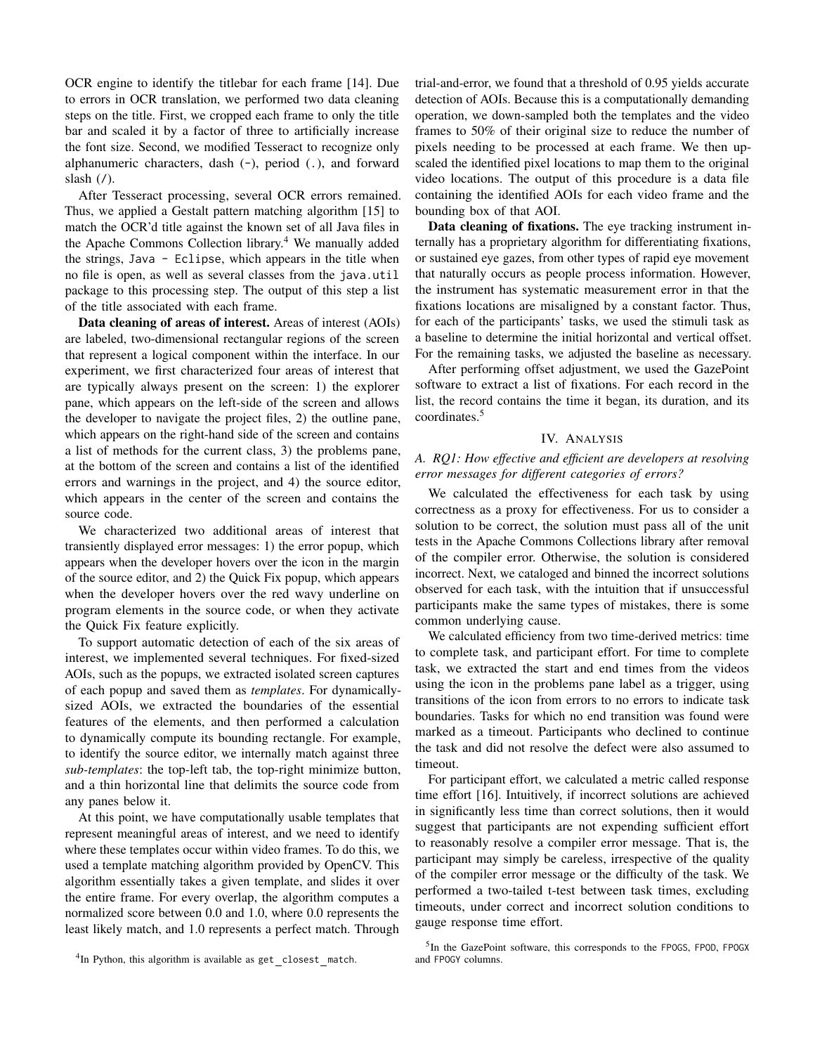OCR engine to identify the titlebar for each frame [14]. Due to errors in OCR translation, we performed two data cleaning steps on the title. First, we cropped each frame to only the title bar and scaled it by a factor of three to artificially increase the font size. Second, we modified Tesseract to recognize only alphanumeric characters, dash (`-`), period (`.`), and forward slash (`/`).

After Tesseract processing, several OCR errors remained. Thus, we applied a Gestalt pattern matching algorithm [15] to match the OCR'd title against the known set of all Java files in the Apache Commons Collection library.[4] We manually added the strings, `Java - Eclipse`, which appears in the title when no file is open, as well as several classes from the `java.util` package to this processing step. The output of this step a list of the title associated with each frame.

**Data cleaning of areas of interest.** Areas of interest (AOIs) are labeled, two-dimensional rectangular regions of the screen that represent a logical component within the interface. In our experiment, we first characterized four areas of interest that are typically always present on the screen: 1) the explorer pane, which appears on the left-side of the screen and allows the developer to navigate the project files, 2) the outline pane, which appears on the right-hand side of the screen and contains a list of methods for the current class, 3) the problems pane, at the bottom of the screen and contains a list of the identified errors and warnings in the project, and 4) the source editor, which appears in the center of the screen and contains the source code.

We characterized two additional areas of interest that transiently displayed error messages: 1) the error popup, which appears when the developer hovers over the icon in the margin of the source editor, and 2) the Quick Fix popup, which appears when the developer hovers over the red wavy underline on program elements in the source code, or when they activate the Quick Fix feature explicitly.

To support automatic detection of each of the six areas of interest, we implemented several techniques. For fixed-sized AOIs, such as the popups, we extracted isolated screen captures of each popup and saved them as *templates*. For dynamically-sized AOIs, we extracted the boundaries of the essential features of the elements, and then performed a calculation to dynamically compute its bounding rectangle. For example, to identify the source editor, we internally match against three *sub-templates*: the top-left tab, the top-right minimize button, and a thin horizontal line that delimits the source code from any panes below it.

At this point, we have computationally usable templates that represent meaningful areas of interest, and we need to identify where these templates occur within video frames. To do this, we used a template matching algorithm provided by OpenCV. This algorithm essentially takes a given template, and slides it over the entire frame. For every overlap, the algorithm computes a normalized score between 0.0 and 1.0, where 0.0 represents the least likely match, and 1.0 represents a perfect match. Through trial-and-error, we found that a threshold of 0.95 yields accurate detection of AOIs. Because this is a computationally demanding operation, we down-sampled both the templates and the video frames to 50% of their original size to reduce the number of pixels needing to be processed at each frame. We then up-scaled the identified pixel locations to map them to the original video locations. The output of this procedure is a data file containing the identified AOIs for each video frame and the bounding box of that AOI.

**Data cleaning of fixations.** The eye tracking instrument internally has a proprietary algorithm for differentiating fixations, or sustained eye gazes, from other types of rapid eye movement that naturally occurs as people process information. However, the instrument has systematic measurement error in that the fixations locations are misaligned by a constant factor. Thus, for each of the participants' tasks, we used the stimuli task as a baseline to determine the initial horizontal and vertical offset. For the remaining tasks, we adjusted the baseline as necessary.

After performing offset adjustment, we used the GazePoint software to extract a list of fixations. For each record in the list, the record contains the time it began, its duration, and its coordinates.[5]

## IV. Analysis

### A. RQ1: How effective and efficient are developers at resolving error messages for different categories of errors?

We calculated the effectiveness for each task by using correctness as a proxy for effectiveness. For us to consider a solution to be correct, the solution must pass all of the unit tests in the Apache Commons Collections library after removal of the compiler error. Otherwise, the solution is considered incorrect. Next, we cataloged and binned the incorrect solutions observed for each task, with the intuition that if unsuccessful participants make the same types of mistakes, there is some common underlying cause.

We calculated efficiency from two time-derived metrics: time to complete task, and participant effort. For time to complete task, we extracted the start and end times from the videos using the icon in the problems pane label as a trigger, using transitions of the icon from errors to no errors to indicate task boundaries. Tasks for which no end transition was found were marked as a timeout. Participants who declined to continue the task and did not resolve the defect were also assumed to timeout.

For participant effort, we calculated a metric called response time effort [16]. Intuitively, if incorrect solutions are achieved in significantly less time than correct solutions, then it would suggest that participants are not expending sufficient effort to reasonably resolve a compiler error message. That is, the participant may simply be careless, irrespective of the quality of the compiler error message or the difficulty of the task. We performed a two-tailed t-test between task times, excluding timeouts, under correct and incorrect solution conditions to gauge response time effort.

[4] In Python, this algorithm is available as `get_closest_match`.

[5] In the GazePoint software, this corresponds to the `FPOGS`, `FPOD`, `FPOGX` and `FPOGY` columns.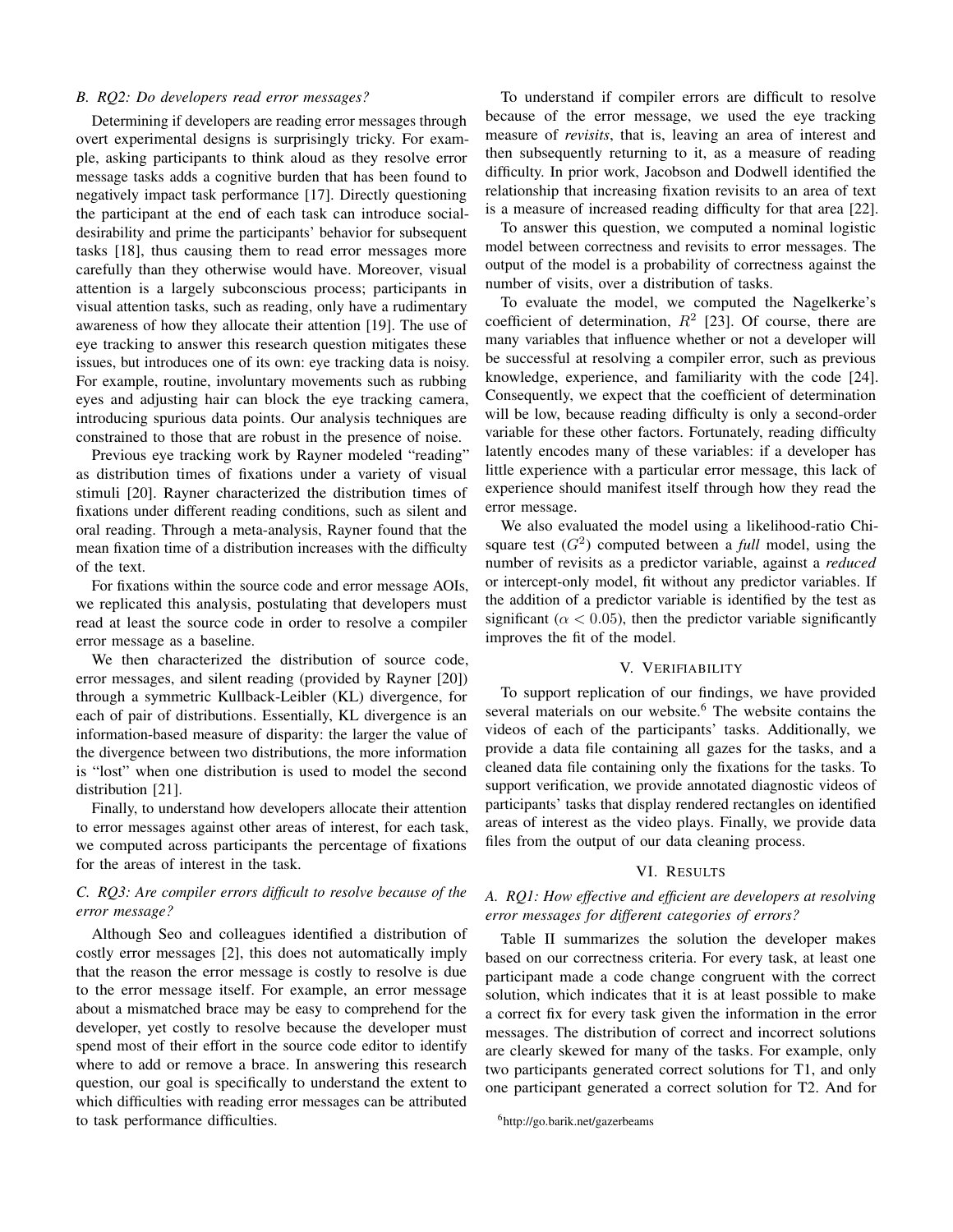### B. RQ2: Do developers read error messages?

Determining if developers are reading error messages through overt experimental designs is surprisingly tricky. For example, asking participants to think aloud as they resolve error message tasks adds a cognitive burden that has been found to negatively impact task performance [17]. Directly questioning the participant at the end of each task can introduce social-desirability and prime the participants' behavior for subsequent tasks [18], thus causing them to read error messages more carefully than they otherwise would have. Moreover, visual attention is a largely subconscious process; participants in visual attention tasks, such as reading, only have a rudimentary awareness of how they allocate their attention [19]. The use of eye tracking to answer this research question mitigates these issues, but introduces one of its own: eye tracking data is noisy. For example, routine, involuntary movements such as rubbing eyes and adjusting hair can block the eye tracking camera, introducing spurious data points. Our analysis techniques are constrained to those that are robust in the presence of noise.

Previous eye tracking work by Rayner modeled "reading" as distribution times of fixations under a variety of visual stimuli [20]. Rayner characterized the distribution times of fixations under different reading conditions, such as silent and oral reading. Through a meta-analysis, Rayner found that the mean fixation time of a distribution increases with the difficulty of the text.

For fixations within the source code and error message AOIs, we replicated this analysis, postulating that developers must read at least the source code in order to resolve a compiler error message as a baseline.

We then characterized the distribution of source code, error messages, and silent reading (provided by Rayner [20]) through a symmetric Kullback-Leibler (KL) divergence, for each of pair of distributions. Essentially, KL divergence is an information-based measure of disparity: the larger the value of the divergence between two distributions, the more information is "lost" when one distribution is used to model the second distribution [21].

Finally, to understand how developers allocate their attention to error messages against other areas of interest, for each task, we computed across participants the percentage of fixations for the areas of interest in the task.

### C. RQ3: Are compiler errors difficult to resolve because of the error message?

Although Seo and colleagues identified a distribution of costly error messages [2], this does not automatically imply that the reason the error message is costly to resolve is due to the error message itself. For example, an error message about a mismatched brace may be easy to comprehend for the developer, yet costly to resolve because the developer must spend most of their effort in the source code editor to identify where to add or remove a brace. In answering this research question, our goal is specifically to understand the extent to which difficulties with reading error messages can be attributed to task performance difficulties.

To understand if compiler errors are difficult to resolve because of the error message, we used the eye tracking measure of *revisits*, that is, leaving an area of interest and then subsequently returning to it, as a measure of reading difficulty. In prior work, Jacobson and Dodwell identified the relationship that increasing fixation revisits to an area of text is a measure of increased reading difficulty for that area [22].

To answer this question, we computed a nominal logistic model between correctness and revisits to error messages. The output of the model is a probability of correctness against the number of visits, over a distribution of tasks.

To evaluate the model, we computed the Nagelkerke's coefficient of determination, $R^2$ [23]. Of course, there are many variables that influence whether or not a developer will be successful at resolving a compiler error, such as previous knowledge, experience, and familiarity with the code [24]. Consequently, we expect that the coefficient of determination will be low, because reading difficulty is only a second-order variable for these other factors. Fortunately, reading difficulty latently encodes many of these variables: if a developer has little experience with a particular error message, this lack of experience should manifest itself through how they read the error message.

We also evaluated the model using a likelihood-ratio Chi-square test ($G^2$) computed between a *full* model, using the number of revisits as a predictor variable, against a *reduced* or intercept-only model, fit without any predictor variables. If the addition of a predictor variable is identified by the test as significant ($\alpha < 0.05$), then the predictor variable significantly improves the fit of the model.

## V. Verifiability

To support replication of our findings, we have provided several materials on our website.[6] The website contains the videos of each of the participants' tasks. Additionally, we provide a data file containing all gazes for the tasks, and a cleaned data file containing only the fixations for the tasks. To support verification, we provide annotated diagnostic videos of participants' tasks that display rendered rectangles on identified areas of interest as the video plays. Finally, we provide data files from the output of our data cleaning process.

## VI. Results

### A. RQ1: How effective and efficient are developers at resolving error messages for different categories of errors?

Table II summarizes the solution the developer makes based on our correctness criteria. For every task, at least one participant made a code change congruent with the correct solution, which indicates that it is at least possible to make a correct fix for every task given the information in the error messages. The distribution of correct and incorrect solutions are clearly skewed for many of the tasks. For example, only two participants generated correct solutions for T1, and only one participant generated a correct solution for T2. And for

[6] http://go.barik.net/gazerbeams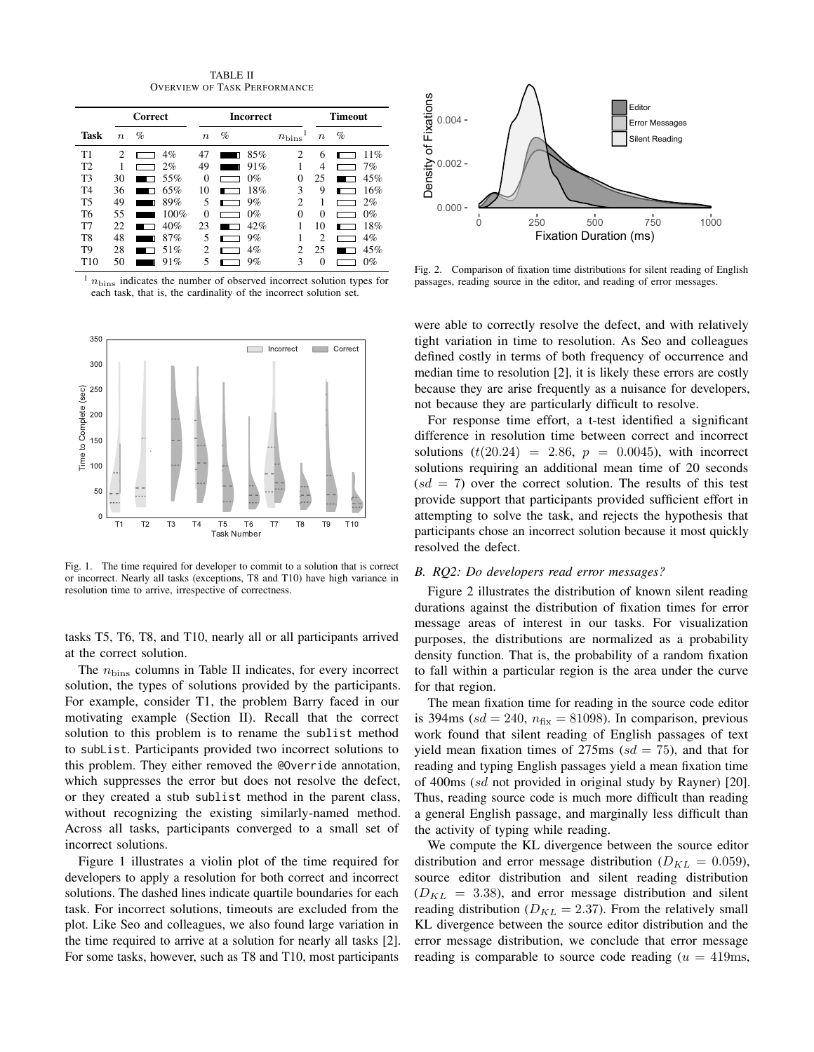TABLE II
OVERVIEW OF TASK PERFORMANCE

| Task | Correct | | Incorrect | | | Timeout | |
|---|---|---|---|---|---|---|---|
| | $n$ | % | $n$ | % | $n_{\text{bins}}$ [1] | $n$ | % |
| T1 | 2 | 4% | 47 | 85% | 2 | 6 | 11% |
| T2 | 1 | 2% | 49 | 91% | 1 | 4 | 7% |
| T3 | 30 | 55% | 0 | 0% | 0 | 25 | 45% |
| T4 | 36 | 65% | 10 | 18% | 3 | 9 | 16% |
| T5 | 49 | 89% | 5 | 9% | 2 | 1 | 2% |
| T6 | 55 | 100% | 0 | 0% | 0 | 0 | 0% |
| T7 | 22 | 40% | 23 | 42% | 1 | 10 | 18% |
| T8 | 48 | 87% | 5 | 9% | 1 | 2 | 4% |
| T9 | 28 | 51% | 2 | 4% | 2 | 25 | 45% |
| T10 | 50 | 91% | 5 | 9% | 3 | 0 | 0% |

[1] $n_{\text{bins}}$ indicates the number of observed incorrect solution types for each task, that is, the cardinality of the incorrect solution set.

Fig. 1. The time required for developer to commit to a solution that is correct or incorrect. Nearly all tasks (exceptions, T8 and T10) have high variance in resolution time to arrive, irrespective of correctness.

tasks T5, T6, T8, and T10, nearly all or all participants arrived at the correct solution.

The $n_{\text{bins}}$ columns in Table II indicates, for every incorrect solution, the types of solutions provided by the participants. For example, consider T1, the problem Barry faced in our motivating example (Section II). Recall that the correct solution to this problem is to rename the `sublist` method to `subList`. Participants provided two incorrect solutions to this problem. They either removed the `@Override` annotation, which suppresses the error but does not resolve the defect, or they created a stub `sublist` method in the parent class, without recognizing the existing similarly-named method. Across all tasks, participants converged to a small set of incorrect solutions.

Figure 1 illustrates a violin plot of the time required for developers to apply a resolution for both correct and incorrect solutions. The dashed lines indicate quartile boundaries for each task. For incorrect solutions, timeouts are excluded from the plot. Like Seo and colleagues, we also found large variation in the time required to arrive at a solution for nearly all tasks [2]. For some tasks, however, such as T8 and T10, most participants were able to correctly resolve the defect, and with relatively tight variation in time to resolution. As Seo and colleagues defined costly in terms of both frequency of occurrence and median time to resolution [2], it is likely these errors are costly because they are arise frequently as a nuisance for developers, not because they are particularly difficult to resolve.

For response time effort, a t-test identified a significant difference in resolution time between correct and incorrect solutions ($t(20.24) = 2.86$, $p = 0.0045$), with incorrect solutions requiring an additional mean time of 20 seconds ($sd = 7$) over the correct solution. The results of this test provide support that participants provided sufficient effort in attempting to solve the task, and rejects the hypothesis that participants chose an incorrect solution because it most quickly resolved the defect.

Fig. 2. Comparison of fixation time distributions for silent reading of English passages, reading source in the editor, and reading of error messages.

### B. RQ2: Do developers read error messages?

Figure 2 illustrates the distribution of known silent reading durations against the distribution of fixation times for error message areas of interest in our tasks. For visualization purposes, the distributions are normalized as a probability density function. That is, the probability of a random fixation to fall within a particular region is the area under the curve for that region.

The mean fixation time for reading in the source code editor is 394ms ($sd = 240$, $n_{\text{fix}} = 81098$). In comparison, previous work found that silent reading of English passages of text yield mean fixation times of 275ms ($sd = 75$), and that for reading and typing English passages yield a mean fixation time of 400ms (*sd* not provided in original study by Rayner) [20]. Thus, reading source code is much more difficult than reading a general English passage, and marginally less difficult than the activity of typing while reading.

We compute the KL divergence between the source editor distribution and error message distribution ($D_{KL} = 0.059$), source editor distribution and silent reading distribution ($D_{KL} = 3.38$), and error message distribution and silent reading distribution ($D_{KL} = 2.37$). From the relatively small KL divergence between the source editor distribution and the error message distribution, we conclude that error message reading is comparable to source code reading ($u = 419\text{ms}$,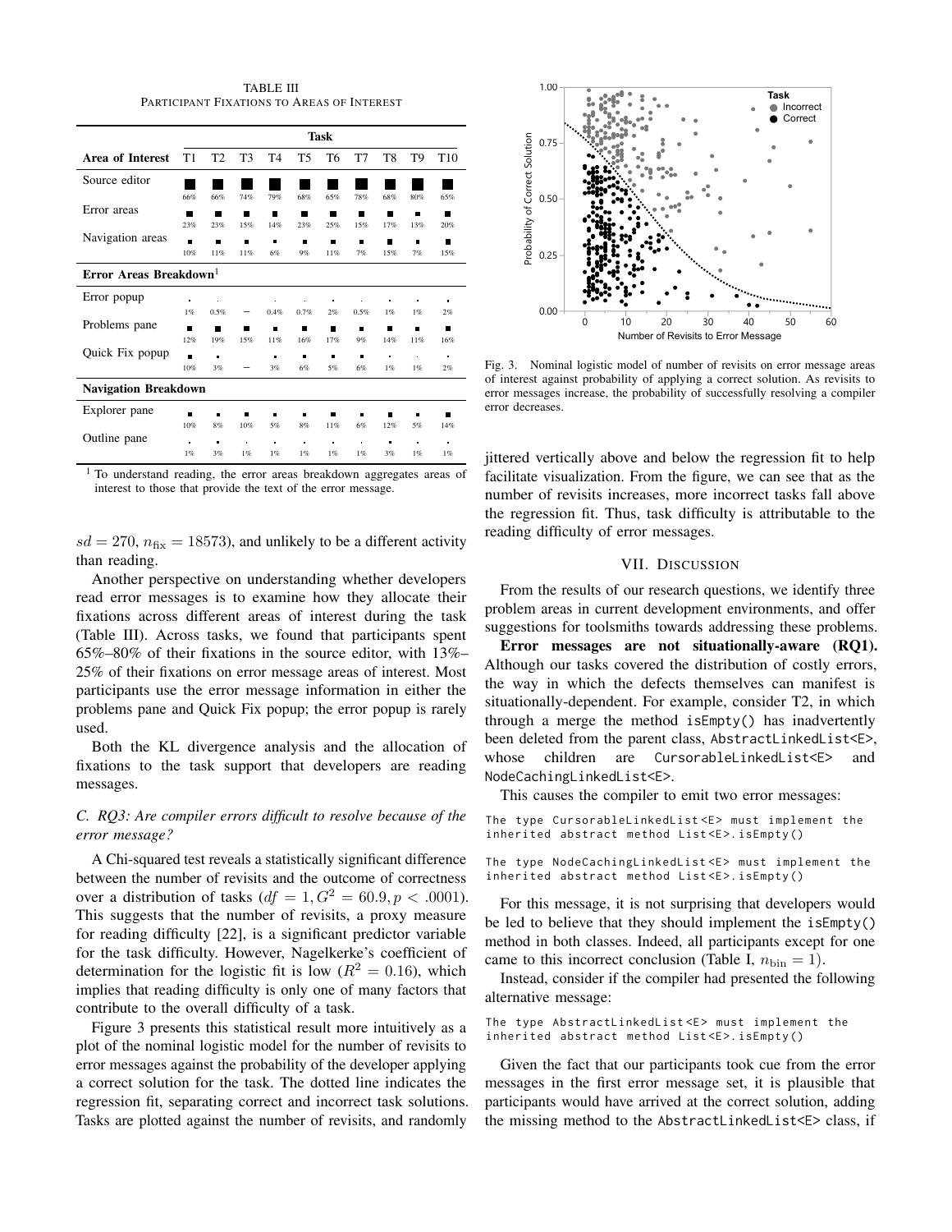TABLE III
PARTICIPANT FIXATIONS TO AREAS OF INTEREST

| Area of Interest | T1 | T2 | T3 | T4 | T5 | T6 | T7 | T8 | T9 | T10 |
|---|---|---|---|---|---|---|---|---|---|---|
| Source editor | 66% | 66% | 74% | 79% | 68% | 65% | 78% | 68% | 80% | 65% |
| Error areas | 23% | 23% | 15% | 14% | 23% | 25% | 15% | 17% | 13% | 20% |
| Navigation areas | 10% | 11% | 11% | 6% | 9% | 11% | 7% | 15% | 7% | 15% |
| **Error Areas Breakdown**[1] | | | | | | | | | | |
| Error popup | 1% | 0.5% | — | 0.4% | 0.7% | 2% | 0.5% | 1% | 1% | 2% |
| Problems pane | 12% | 19% | 15% | 11% | 16% | 17% | 9% | 14% | 11% | 16% |
| Quick Fix popup | 10% | 3% | — | 3% | 6% | 5% | 6% | 1% | 1% | 2% |
| **Navigation Breakdown** | | | | | | | | | | |
| Explorer pane | 10% | 8% | 10% | 5% | 8% | 11% | 6% | 12% | 5% | 14% |
| Outline pane | 1% | 3% | 1% | 1% | 1% | 1% | 1% | 3% | 1% | 1% |

[1] To understand reading, the error areas breakdown aggregates areas of interest to those that provide the text of the error message.

$sd = 270$, $n_{\text{fix}} = 18573$), and unlikely to be a different activity than reading.

Another perspective on understanding whether developers read error messages is to examine how they allocate their fixations across different areas of interest during the task (Table III). Across tasks, we found that participants spent 65%–80% of their fixations in the source editor, with 13%–25% of their fixations on error message areas of interest. Most participants use the error message information in either the problems pane and Quick Fix popup; the error popup is rarely used.

Both the KL divergence analysis and the allocation of fixations to the task support that developers are reading messages.

### *C. RQ3: Are compiler errors difficult to resolve because of the error message?*

A Chi-squared test reveals a statistically significant difference between the number of revisits and the outcome of correctness over a distribution of tasks ($df = 1, G^2 = 60.9, p < .0001$). This suggests that the number of revisits, a proxy measure for reading difficulty [22], is a significant predictor variable for the task difficulty. However, Nagelkerke's coefficient of determination for the logistic fit is low ($R^2 = 0.16$), which implies that reading difficulty is only one of many factors that contribute to the overall difficulty of a task.

Figure 3 presents this statistical result more intuitively as a plot of the nominal logistic model for the number of revisits to error messages against the probability of the developer applying a correct solution for the task. The dotted line indicates the regression fit, separating correct and incorrect task solutions. Tasks are plotted against the number of revisits, and randomly jittered vertically above and below the regression fit to help facilitate visualization. From the figure, we can see that as the number of revisits increases, more incorrect tasks fall above the regression fit. Thus, task difficulty is attributable to the reading difficulty of error messages.

Fig. 3. Nominal logistic model of number of revisits on error message areas of interest against probability of applying a correct solution. As revisits to error messages increase, the probability of successfully resolving a compiler error decreases.

## VII. DISCUSSION

From the results of our research questions, we identify three problem areas in current development environments, and offer suggestions for toolsmiths towards addressing these problems.

**Error messages are not situationally-aware (RQ1).** Although our tasks covered the distribution of costly errors, the way in which the defects themselves can manifest is situationally-dependent. For example, consider T2, in which through a merge the method `isEmpty()` has inadvertently been deleted from the parent class, `AbstractLinkedList<E>`, whose children are `CursorableLinkedList<E>` and `NodeCachingLinkedList<E>`.

This causes the compiler to emit two error messages:

```
The type CursorableLinkedList<E> must implement the
inherited abstract method List<E>.isEmpty()

The type NodeCachingLinkedList<E> must implement the
inherited abstract method List<E>.isEmpty()
```

For this message, it is not surprising that developers would be led to believe that they should implement the `isEmpty()` method in both classes. Indeed, all participants except for one came to this incorrect conclusion (Table I, $n_{\text{bin}} = 1$).

Instead, consider if the compiler had presented the following alternative message:

```
The type AbstractLinkedList<E> must implement the
inherited abstract method List<E>.isEmpty()
```

Given the fact that our participants took cue from the error messages in the first error message set, it is plausible that participants would have arrived at the correct solution, adding the missing method to the `AbstractLinkedList<E>` class, if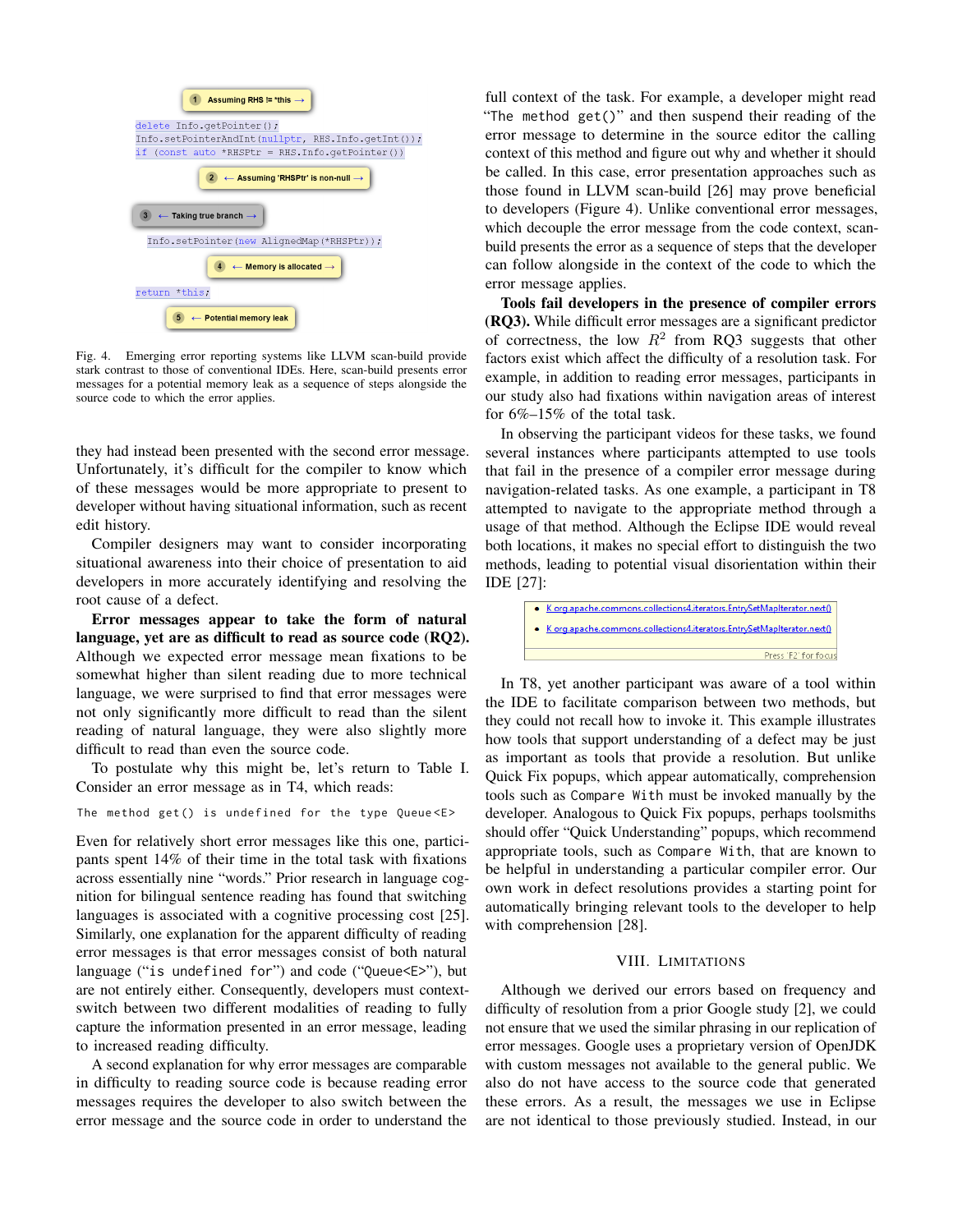```
1  Assuming RHS != *this →

delete Info.getPointer();
Info.setPointerAndInt(nullptr, RHS.Info.getInt());
if (const auto *RHSPtr = RHS.Info.getPointer())

2  ← Assuming 'RHSPtr' is non-null →

3  ← Taking true branch →

  Info.setPointer(new AlignedMap(*RHSPtr));

4  ← Memory is allocated →

return *this;

5  ← Potential memory leak
```

Fig. 4. Emerging error reporting systems like LLVM scan-build provide stark contrast to those of conventional IDEs. Here, scan-build presents error messages for a potential memory leak as a sequence of steps alongside the source code to which the error applies.

they had instead been presented with the second error message. Unfortunately, it's difficult for the compiler to know which of these messages would be more appropriate to present to developer without having situational information, such as recent edit history.

Compiler designers may want to consider incorporating situational awareness into their choice of presentation to aid developers in more accurately identifying and resolving the root cause of a defect.

**Error messages appear to take the form of natural language, yet are as difficult to read as source code (RQ2).** Although we expected error message mean fixations to be somewhat higher than silent reading due to more technical language, we were surprised to find that error messages were not only significantly more difficult to read than the silent reading of natural language, they were also slightly more difficult to read than even the source code.

To postulate why this might be, let's return to Table I. Consider an error message as in T4, which reads:

```
The method get() is undefined for the type Queue<E>
```

Even for relatively short error messages like this one, participants spent 14% of their time in the total task with fixations across essentially nine "words." Prior research in language cognition for bilingual sentence reading has found that switching languages is associated with a cognitive processing cost [25]. Similarly, one explanation for the apparent difficulty of reading error messages is that error messages consist of both natural language ("is undefined for") and code ("Queue<E>"), but are not entirely either. Consequently, developers must context-switch between two different modalities of reading to fully capture the information presented in an error message, leading to increased reading difficulty.

A second explanation for why error messages are comparable in difficulty to reading source code is because reading error messages requires the developer to also switch between the error message and the source code in order to understand the full context of the task. For example, a developer might read "The method get()" and then suspend their reading of the error message to determine in the source editor the calling context of this method and figure out why and whether it should be called. In this case, error presentation approaches such as those found in LLVM scan-build [26] may prove beneficial to developers (Figure 4). Unlike conventional error messages, which decouple the error message from the code context, scan-build presents the error as a sequence of steps that the developer can follow alongside in the context of the code to which the error message applies.

**Tools fail developers in the presence of compiler errors (RQ3).** While difficult error messages are a significant predictor of correctness, the low $R^2$ from RQ3 suggests that other factors exist which affect the difficulty of a resolution task. For example, in addition to reading error messages, participants in our study also had fixations within navigation areas of interest for 6%–15% of the total task.

In observing the participant videos for these tasks, we found several instances where participants attempted to use tools that fail in the presence of a compiler error message during navigation-related tasks. As one example, a participant in T8 attempted to navigate to the appropriate method through a usage of that method. Although the Eclipse IDE would reveal both locations, it makes no special effort to distinguish the two methods, leading to potential visual disorientation within their IDE [27]:

```
• K org.apache.commons.collections4.iterators.EntrySetMapIterator.next()
• K org.apache.commons.collections4.iterators.EntrySetMapIterator.next()
                                                        Press 'F2' for focus
```

In T8, yet another participant was aware of a tool within the IDE to facilitate comparison between two methods, but they could not recall how to invoke it. This example illustrates how tools that support understanding of a defect may be just as important as tools that provide a resolution. But unlike Quick Fix popups, which appear automatically, comprehension tools such as `Compare With` must be invoked manually by the developer. Analogous to Quick Fix popups, perhaps toolsmiths should offer "Quick Understanding" popups, which recommend appropriate tools, such as `Compare With`, that are known to be helpful in understanding a particular compiler error. Our own work in defect resolutions provides a starting point for automatically bringing relevant tools to the developer to help with comprehension [28].

## VIII. Limitations

Although we derived our errors based on frequency and difficulty of resolution from a prior Google study [2], we could not ensure that we used the similar phrasing in our replication of error messages. Google uses a proprietary version of OpenJDK with custom messages not available to the general public. We also do not have access to the source code that generated these errors. As a result, the messages we use in Eclipse are not identical to those previously studied. Instead, in our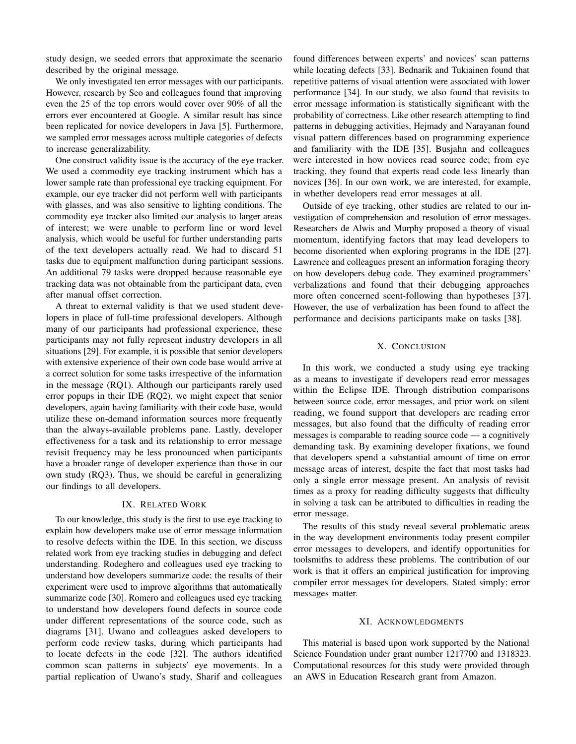study design, we seeded errors that approximate the scenario described by the original message.

We only investigated ten error messages with our participants. However, research by Seo and colleagues found that improving even the 25 of the top errors would cover over 90% of all the errors ever encountered at Google. A similar result has since been replicated for novice developers in Java [5]. Furthermore, we sampled error messages across multiple categories of defects to increase generalizability.

One construct validity issue is the accuracy of the eye tracker. We used a commodity eye tracking instrument which has a lower sample rate than professional eye tracking equipment. For example, our eye tracker did not perform well with participants with glasses, and was also sensitive to lighting conditions. The commodity eye tracker also limited our analysis to larger areas of interest; we were unable to perform line or word level analysis, which would be useful for further understanding parts of the text developers actually read. We had to discard 51 tasks due to equipment malfunction during participant sessions. An additional 79 tasks were dropped because reasonable eye tracking data was not obtainable from the participant data, even after manual offset correction.

A threat to external validity is that we used student developers in place of full-time professional developers. Although many of our participants had professional experience, these participants may not fully represent industry developers in all situations [29]. For example, it is possible that senior developers with extensive experience of their own code base would arrive at a correct solution for some tasks irrespective of the information in the message (RQ1). Although our participants rarely used error popups in their IDE (RQ2), we might expect that senior developers, again having familiarity with their code base, would utilize these on-demand information sources more frequently than the always-available problems pane. Lastly, developer effectiveness for a task and its relationship to error message revisit frequency may be less pronounced when participants have a broader range of developer experience than those in our own study (RQ3). Thus, we should be careful in generalizing our findings to all developers.

## IX. Related Work

To our knowledge, this study is the first to use eye tracking to explain how developers make use of error message information to resolve defects within the IDE. In this section, we discuss related work from eye tracking studies in debugging and defect understanding. Rodeghero and colleagues used eye tracking to understand how developers summarize code; the results of their experiment were used to improve algorithms that automatically summarize code [30]. Romero and colleagues used eye tracking to understand how developers found defects in source code under different representations of the source code, such as diagrams [31]. Uwano and colleagues asked developers to perform code review tasks, during which participants had to locate defects in the code [32]. The authors identified common scan patterns in subjects' eye movements. In a partial replication of Uwano's study, Sharif and colleagues found differences between experts' and novices' scan patterns while locating defects [33]. Bednarik and Tukiainen found that repetitive patterns of visual attention were associated with lower performance [34]. In our study, we also found that revisits to error message information is statistically significant with the probability of correctness. Like other research attempting to find patterns in debugging activities, Hejmady and Narayanan found visual pattern differences based on programming experience and familiarity with the IDE [35]. Busjahn and colleagues were interested in how novices read source code; from eye tracking, they found that experts read code less linearly than novices [36]. In our own work, we are interested, for example, in whether developers read error messages at all.

Outside of eye tracking, other studies are related to our investigation of comprehension and resolution of error messages. Researchers de Alwis and Murphy proposed a theory of visual momentum, identifying factors that may lead developers to become disoriented when exploring programs in the IDE [27]. Lawrence and colleagues present an information foraging theory on how developers debug code. They examined programmers' verbalizations and found that their debugging approaches more often concerned scent-following than hypotheses [37]. However, the use of verbalization has been found to affect the performance and decisions participants make on tasks [38].

## X. Conclusion

In this work, we conducted a study using eye tracking as a means to investigate if developers read error messages within the Eclipse IDE. Through distribution comparisons between source code, error messages, and prior work on silent reading, we found support that developers are reading error messages, but also found that the difficulty of reading error messages is comparable to reading source code — a cognitively demanding task. By examining developer fixations, we found that developers spend a substantial amount of time on error message areas of interest, despite the fact that most tasks had only a single error message present. An analysis of revisit times as a proxy for reading difficulty suggests that difficulty in solving a task can be attributed to difficulties in reading the error message.

The results of this study reveal several problematic areas in the way development environments today present compiler error messages to developers, and identify opportunities for toolsmiths to address these problems. The contribution of our work is that it offers an empirical justification for improving compiler error messages for developers. Stated simply: error messages matter.

## XI. Acknowledgments

This material is based upon work supported by the National Science Foundation under grant number 1217700 and 1318323. Computational resources for this study were provided through an AWS in Education Research grant from Amazon.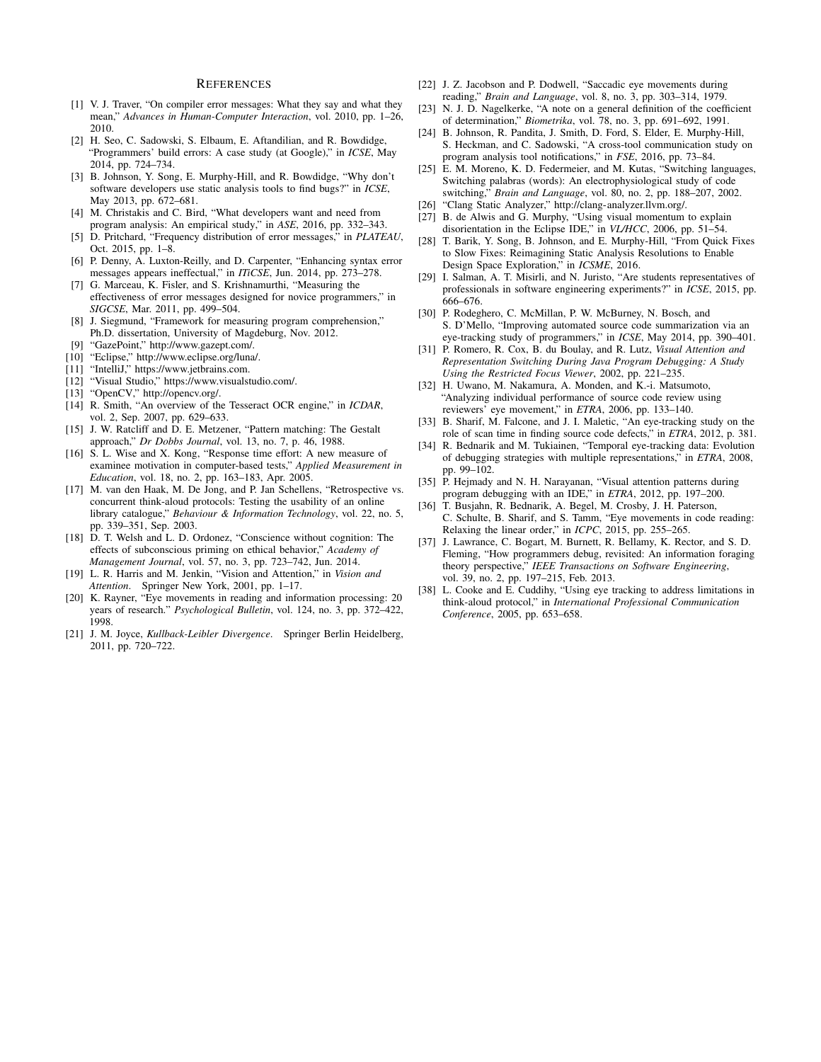## References

[1] V. J. Traver, "On compiler error messages: What they say and what they mean," *Advances in Human-Computer Interaction*, vol. 2010, pp. 1–26, 2010.

[2] H. Seo, C. Sadowski, S. Elbaum, E. Aftandilian, and R. Bowdidge, "Programmers' build errors: A case study (at Google)," in *ICSE*, May 2014, pp. 724–734.

[3] B. Johnson, Y. Song, E. Murphy-Hill, and R. Bowdidge, "Why don't software developers use static analysis tools to find bugs?" in *ICSE*, May 2013, pp. 672–681.

[4] M. Christakis and C. Bird, "What developers want and need from program analysis: An empirical study," in *ASE*, 2016, pp. 332–343.

[5] D. Pritchard, "Frequency distribution of error messages," in *PLATEAU*, Oct. 2015, pp. 1–8.

[6] P. Denny, A. Luxton-Reilly, and D. Carpenter, "Enhancing syntax error messages appears ineffectual," in *ITiCSE*, Jun. 2014, pp. 273–278.

[7] G. Marceau, K. Fisler, and S. Krishnamurthi, "Measuring the effectiveness of error messages designed for novice programmers," in *SIGCSE*, Mar. 2011, pp. 499–504.

[8] J. Siegmund, "Framework for measuring program comprehension," Ph.D. dissertation, University of Magdeburg, Nov. 2012.

[9] "GazePoint," http://www.gazept.com/.

[10] "Eclipse," http://www.eclipse.org/luna/.

[11] "IntelliJ," https://www.jetbrains.com.

[12] "Visual Studio," https://www.visualstudio.com/.

[13] "OpenCV," http://opencv.org/.

[14] R. Smith, "An overview of the Tesseract OCR engine," in *ICDAR*, vol. 2, Sep. 2007, pp. 629–633.

[15] J. W. Ratcliff and D. E. Metzener, "Pattern matching: The Gestalt approach," *Dr Dobbs Journal*, vol. 13, no. 7, p. 46, 1988.

[16] S. L. Wise and X. Kong, "Response time effort: A new measure of examinee motivation in computer-based tests," *Applied Measurement in Education*, vol. 18, no. 2, pp. 163–183, Apr. 2005.

[17] M. van den Haak, M. De Jong, and P. Jan Schellens, "Retrospective vs. concurrent think-aloud protocols: Testing the usability of an online library catalogue," *Behaviour & Information Technology*, vol. 22, no. 5, pp. 339–351, Sep. 2003.

[18] D. T. Welsh and L. D. Ordonez, "Conscience without cognition: The effects of subconscious priming on ethical behavior," *Academy of Management Journal*, vol. 57, no. 3, pp. 723–742, Jun. 2014.

[19] L. R. Harris and M. Jenkin, "Vision and Attention," in *Vision and Attention*. Springer New York, 2001, pp. 1–17.

[20] K. Rayner, "Eye movements in reading and information processing: 20 years of research." *Psychological Bulletin*, vol. 124, no. 3, pp. 372–422, 1998.

[21] J. M. Joyce, *Kullback-Leibler Divergence*. Springer Berlin Heidelberg, 2011, pp. 720–722.

[22] J. Z. Jacobson and P. Dodwell, "Saccadic eye movements during reading," *Brain and Language*, vol. 8, no. 3, pp. 303–314, 1979.

[23] N. J. D. Nagelkerke, "A note on a general definition of the coefficient of determination," *Biometrika*, vol. 78, no. 3, pp. 691–692, 1991.

[24] B. Johnson, R. Pandita, J. Smith, D. Ford, S. Elder, E. Murphy-Hill, S. Heckman, and C. Sadowski, "A cross-tool communication study on program analysis tool notifications," in *FSE*, 2016, pp. 73–84.

[25] E. M. Moreno, K. D. Federmeier, and M. Kutas, "Switching languages, Switching palabras (words): An electrophysiological study of code switching," *Brain and Language*, vol. 80, no. 2, pp. 188–207, 2002.

[26] "Clang Static Analyzer," http://clang-analyzer.llvm.org/.

[27] B. de Alwis and G. Murphy, "Using visual momentum to explain disorientation in the Eclipse IDE," in *VL/HCC*, 2006, pp. 51–54.

[28] T. Barik, Y. Song, B. Johnson, and E. Murphy-Hill, "From Quick Fixes to Slow Fixes: Reimagining Static Analysis Resolutions to Enable Design Space Exploration," in *ICSME*, 2016.

[29] I. Salman, A. T. Misirli, and N. Juristo, "Are students representatives of professionals in software engineering experiments?" in *ICSE*, 2015, pp. 666–676.

[30] P. Rodeghero, C. McMillan, P. W. McBurney, N. Bosch, and S. D'Mello, "Improving automated source code summarization via an eye-tracking study of programmers," in *ICSE*, May 2014, pp. 390–401.

[31] P. Romero, R. Cox, B. du Boulay, and R. Lutz, *Visual Attention and Representation Switching During Java Program Debugging: A Study Using the Restricted Focus Viewer*, 2002, pp. 221–235.

[32] H. Uwano, M. Nakamura, A. Monden, and K.-i. Matsumoto, "Analyzing individual performance of source code review using reviewers' eye movement," in *ETRA*, 2006, pp. 133–140.

[33] B. Sharif, M. Falcone, and J. I. Maletic, "An eye-tracking study on the role of scan time in finding source code defects," in *ETRA*, 2012, p. 381.

[34] R. Bednarik and M. Tukiainen, "Temporal eye-tracking data: Evolution of debugging strategies with multiple representations," in *ETRA*, 2008, pp. 99–102.

[35] P. Hejmady and N. H. Narayanan, "Visual attention patterns during program debugging with an IDE," in *ETRA*, 2012, pp. 197–200.

[36] T. Busjahn, R. Bednarik, A. Begel, M. Crosby, J. H. Paterson, C. Schulte, B. Sharif, and S. Tamm, "Eye movements in code reading: Relaxing the linear order," in *ICPC*, 2015, pp. 255–265.

[37] J. Lawrance, C. Bogart, M. Burnett, R. Bellamy, K. Rector, and S. D. Fleming, "How programmers debug, revisited: An information foraging theory perspective," *IEEE Transactions on Software Engineering*, vol. 39, no. 2, pp. 197–215, Feb. 2013.

[38] L. Cooke and E. Cuddihy, "Using eye tracking to address limitations in think-aloud protocol," in *International Professional Communication Conference*, 2005, pp. 653–658.